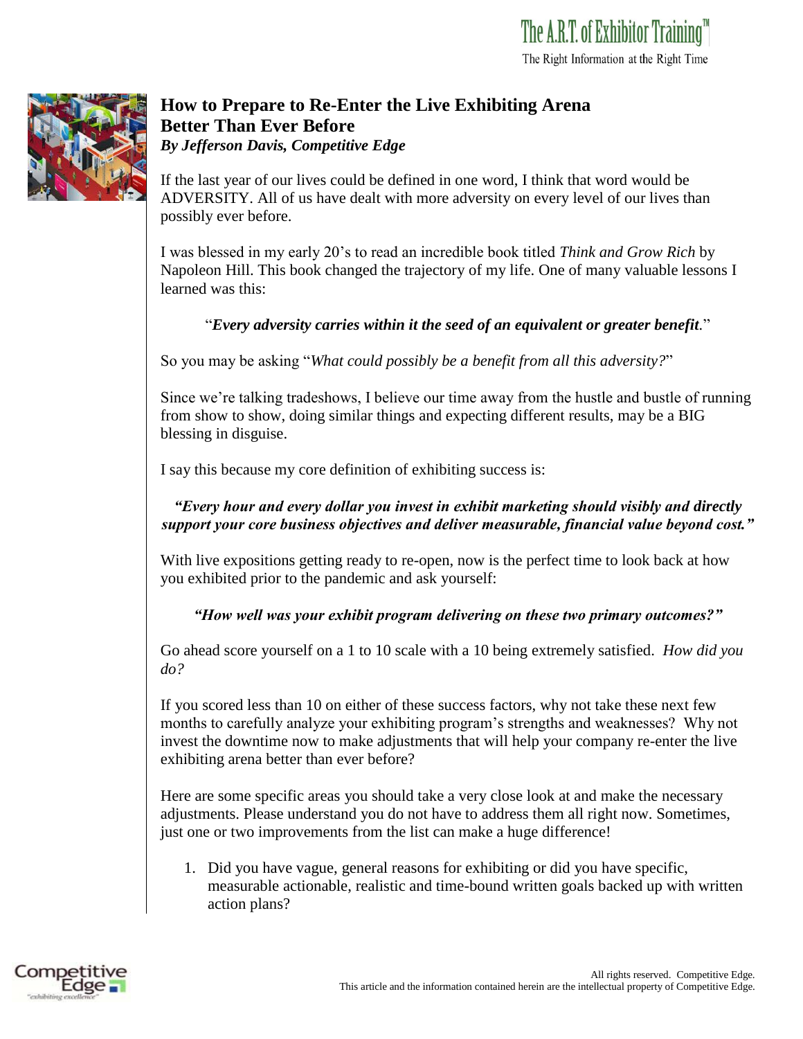# How to Prepare to Re-Enter the Live Exhibiting Arena Better Than Ever Before

***By Jefferson Davis, Competitive Edge***

If the last year of our lives could be defined in one word, I think that word would be ADVERSITY. All of us have dealt with more adversity on every level of our lives than possibly ever before.

I was blessed in my early 20's to read an incredible book titled *Think and Grow Rich* by Napoleon Hill. This book changed the trajectory of my life. One of many valuable lessons I learned was this:

"***Every adversity carries within it the seed of an equivalent or greater benefit.***"

So you may be asking "*What could possibly be a benefit from all this adversity?*"

Since we're talking tradeshows, I believe our time away from the hustle and bustle of running from show to show, doing similar things and expecting different results, may be a BIG blessing in disguise.

I say this because my core definition of exhibiting success is:

***"Every hour and every dollar you invest in exhibit marketing should visibly and directly support your core business objectives and deliver measurable, financial value beyond cost."***

With live expositions getting ready to re-open, now is the perfect time to look back at how you exhibited prior to the pandemic and ask yourself:

***"How well was your exhibit program delivering on these two primary outcomes?"***

Go ahead score yourself on a 1 to 10 scale with a 10 being extremely satisfied. *How did you do?*

If you scored less than 10 on either of these success factors, why not take these next few months to carefully analyze your exhibiting program's strengths and weaknesses? Why not invest the downtime now to make adjustments that will help your company re-enter the live exhibiting arena better than ever before?

Here are some specific areas you should take a very close look at and make the necessary adjustments. Please understand you do not have to address them all right now. Sometimes, just one or two improvements from the list can make a huge difference!

1. Did you have vague, general reasons for exhibiting or did you have specific, measurable actionable, realistic and time-bound written goals backed up with written action plans?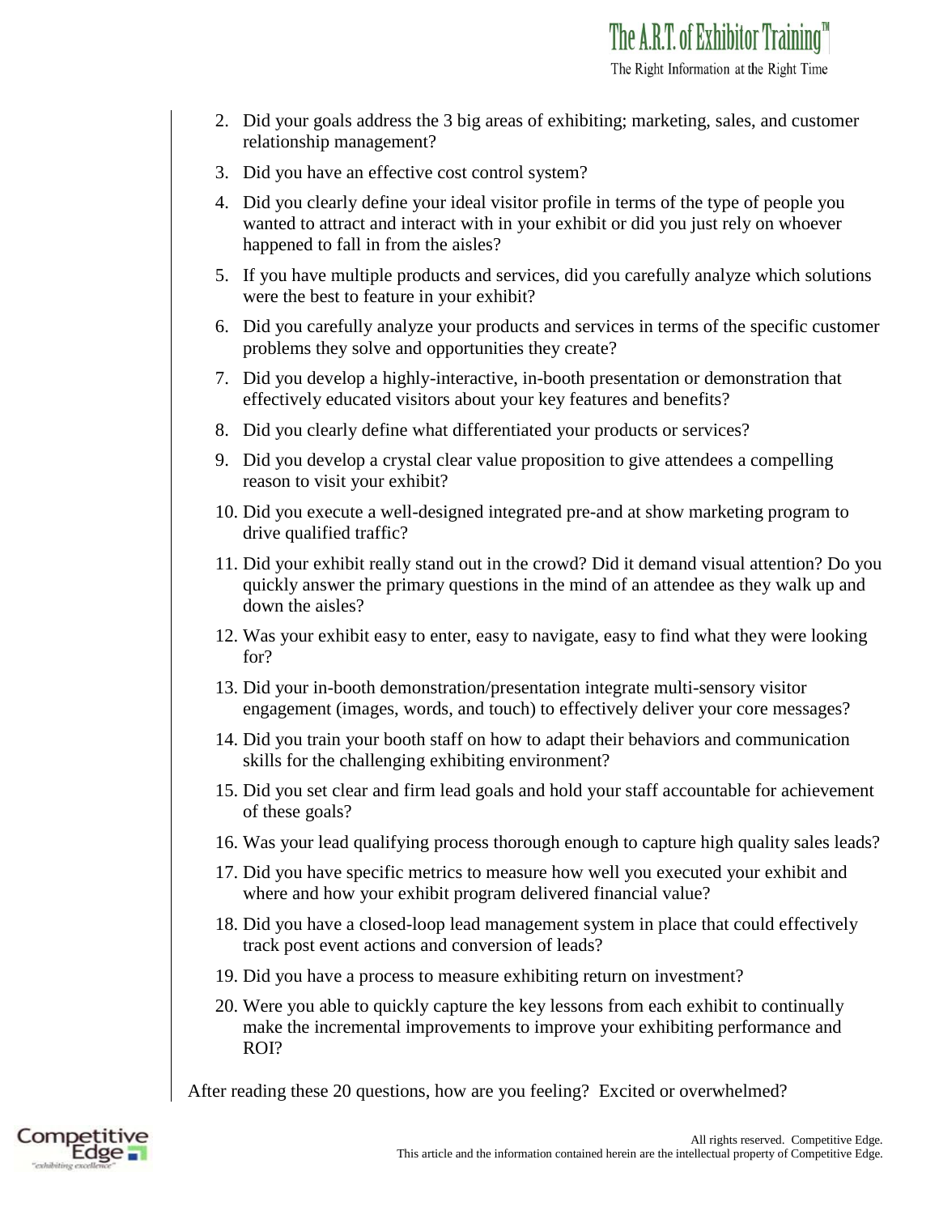2. Did your goals address the 3 big areas of exhibiting; marketing, sales, and customer relationship management?
3. Did you have an effective cost control system?
4. Did you clearly define your ideal visitor profile in terms of the type of people you wanted to attract and interact with in your exhibit or did you just rely on whoever happened to fall in from the aisles?
5. If you have multiple products and services, did you carefully analyze which solutions were the best to feature in your exhibit?
6. Did you carefully analyze your products and services in terms of the specific customer problems they solve and opportunities they create?
7. Did you develop a highly-interactive, in-booth presentation or demonstration that effectively educated visitors about your key features and benefits?
8. Did you clearly define what differentiated your products or services?
9. Did you develop a crystal clear value proposition to give attendees a compelling reason to visit your exhibit?
10. Did you execute a well-designed integrated pre-and at show marketing program to drive qualified traffic?
11. Did your exhibit really stand out in the crowd? Did it demand visual attention? Do you quickly answer the primary questions in the mind of an attendee as they walk up and down the aisles?
12. Was your exhibit easy to enter, easy to navigate, easy to find what they were looking for?
13. Did your in-booth demonstration/presentation integrate multi-sensory visitor engagement (images, words, and touch) to effectively deliver your core messages?
14. Did you train your booth staff on how to adapt their behaviors and communication skills for the challenging exhibiting environment?
15. Did you set clear and firm lead goals and hold your staff accountable for achievement of these goals?
16. Was your lead qualifying process thorough enough to capture high quality sales leads?
17. Did you have specific metrics to measure how well you executed your exhibit and where and how your exhibit program delivered financial value?
18. Did you have a closed-loop lead management system in place that could effectively track post event actions and conversion of leads?
19. Did you have a process to measure exhibiting return on investment?
20. Were you able to quickly capture the key lessons from each exhibit to continually make the incremental improvements to improve your exhibiting performance and ROI?

After reading these 20 questions, how are you feeling? Excited or overwhelmed?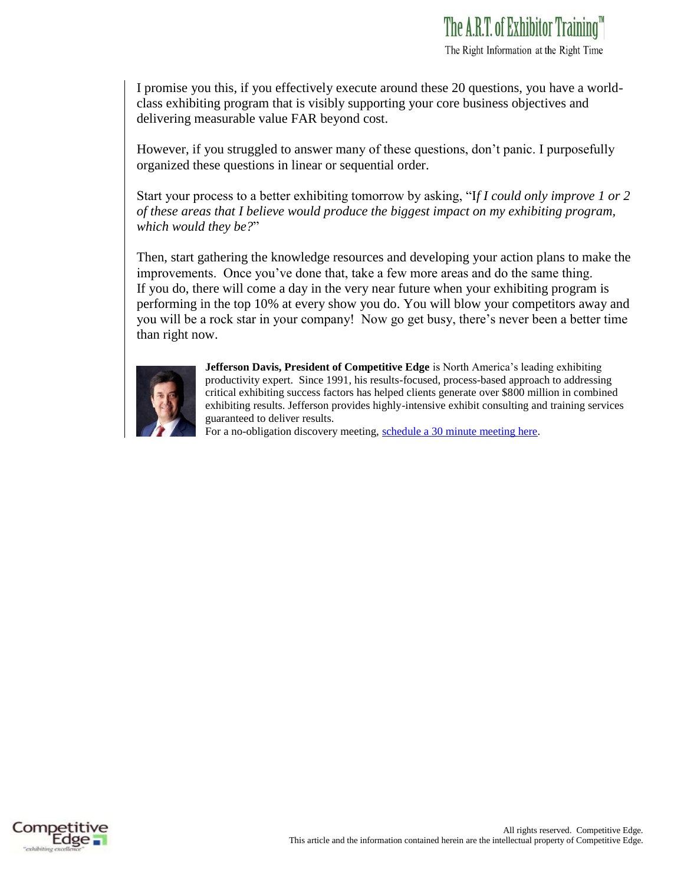I promise you this, if you effectively execute around these 20 questions, you have a world-class exhibiting program that is visibly supporting your core business objectives and delivering measurable value FAR beyond cost.

However, if you struggled to answer many of these questions, don't panic. I purposefully organized these questions in linear or sequential order.

Start your process to a better exhibiting tomorrow by asking, "I*f I could only improve 1 or 2 of these areas that I believe would produce the biggest impact on my exhibiting program, which would they be?*"

Then, start gathering the knowledge resources and developing your action plans to make the improvements. Once you've done that, take a few more areas and do the same thing. If you do, there will come a day in the very near future when your exhibiting program is performing in the top 10% at every show you do. You will blow your competitors away and you will be a rock star in your company! Now go get busy, there's never been a better time than right now.

**Jefferson Davis, President of Competitive Edge** is North America's leading exhibiting productivity expert. Since 1991, his results-focused, process-based approach to addressing critical exhibiting success factors has helped clients generate over $800 million in combined exhibiting results. Jefferson provides highly-intensive exhibit consulting and training services guaranteed to deliver results.
For a no-obligation discovery meeting, schedule a 30 minute meeting here.

All rights reserved. Competitive Edge.
This article and the information contained herein are the intellectual property of Competitive Edge.